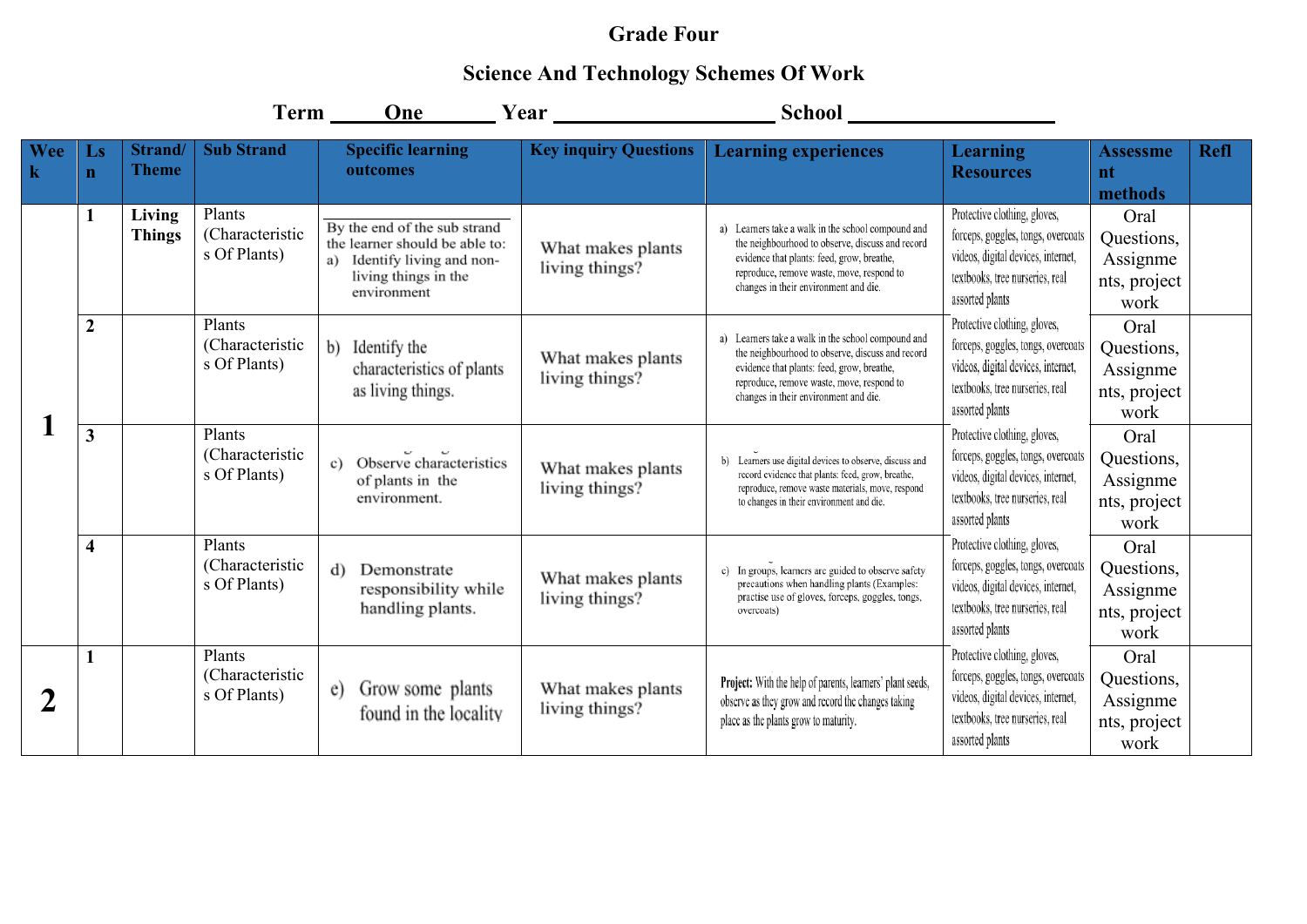**Grade Four**

**Science And Technology Schemes Of Work**

**Term ___One___ Year ____________ School ____________**

| Week | Lsn | Strand/ Theme | Sub Strand | Specific learning outcomes | Key inquiry Questions | Learning experiences | Learning Resources | Assessment methods | Refl |
|---|---|---|---|---|---|---|---|---|---|
| 1 | 1 | **Living Things** | Plants (Characteristics Of Plants) | By the end of the sub strand the learner should be able to: a) Identify living and non-living things in the environment | What makes plants living things? | a) Learners take a walk in the school compound and the neighbourhood to observe, discuss and record evidence that plants: feed, grow, breathe, reproduce, remove waste, move, respond to changes in their environment and die. | Protective clothing, gloves, forceps, goggles, tongs, overcoats videos, digital devices, internet, textbooks, tree nurseries, real assorted plants | Oral Questions, Assignments, project work | |
| | 2 | | Plants (Characteristics Of Plants) | b) Identify the characteristics of plants as living things. | What makes plants living things? | a) Learners take a walk in the school compound and the neighbourhood to observe, discuss and record evidence that plants: feed, grow, breathe, reproduce, remove waste, move, respond to changes in their environment and die. | Protective clothing, gloves, forceps, goggles, tongs, overcoats videos, digital devices, internet, textbooks, tree nurseries, real assorted plants | Oral Questions, Assignments, project work | |
| | 3 | | Plants (Characteristics Of Plants) | c) Observe characteristics of plants in the environment. | What makes plants living things? | b) Learners use digital devices to observe, discuss and record evidence that plants: feed, grow, breathe, reproduce, remove waste materials, move, respond to changes in their environment and die. | Protective clothing, gloves, forceps, goggles, tongs, overcoats videos, digital devices, internet, textbooks, tree nurseries, real assorted plants | Oral Questions, Assignments, project work | |
| | 4 | | Plants (Characteristics Of Plants) | d) Demonstrate responsibility while handling plants. | What makes plants living things? | c) In groups, learners are guided to observe safety precautions when handling plants (Examples: practise use of gloves, forceps, goggles, tongs, overcoats) | Protective clothing, gloves, forceps, goggles, tongs, overcoats videos, digital devices, internet, textbooks, tree nurseries, real assorted plants | Oral Questions, Assignments, project work | |
| 2 | 1 | | Plants (Characteristics Of Plants) | e) Grow some plants found in the locality | What makes plants living things? | **Project:** With the help of parents, learners' plant seeds, observe as they grow and record the changes taking place as the plants grow to maturity. | Protective clothing, gloves, forceps, goggles, tongs, overcoats videos, digital devices, internet, textbooks, tree nurseries, real assorted plants | Oral Questions, Assignments, project work | |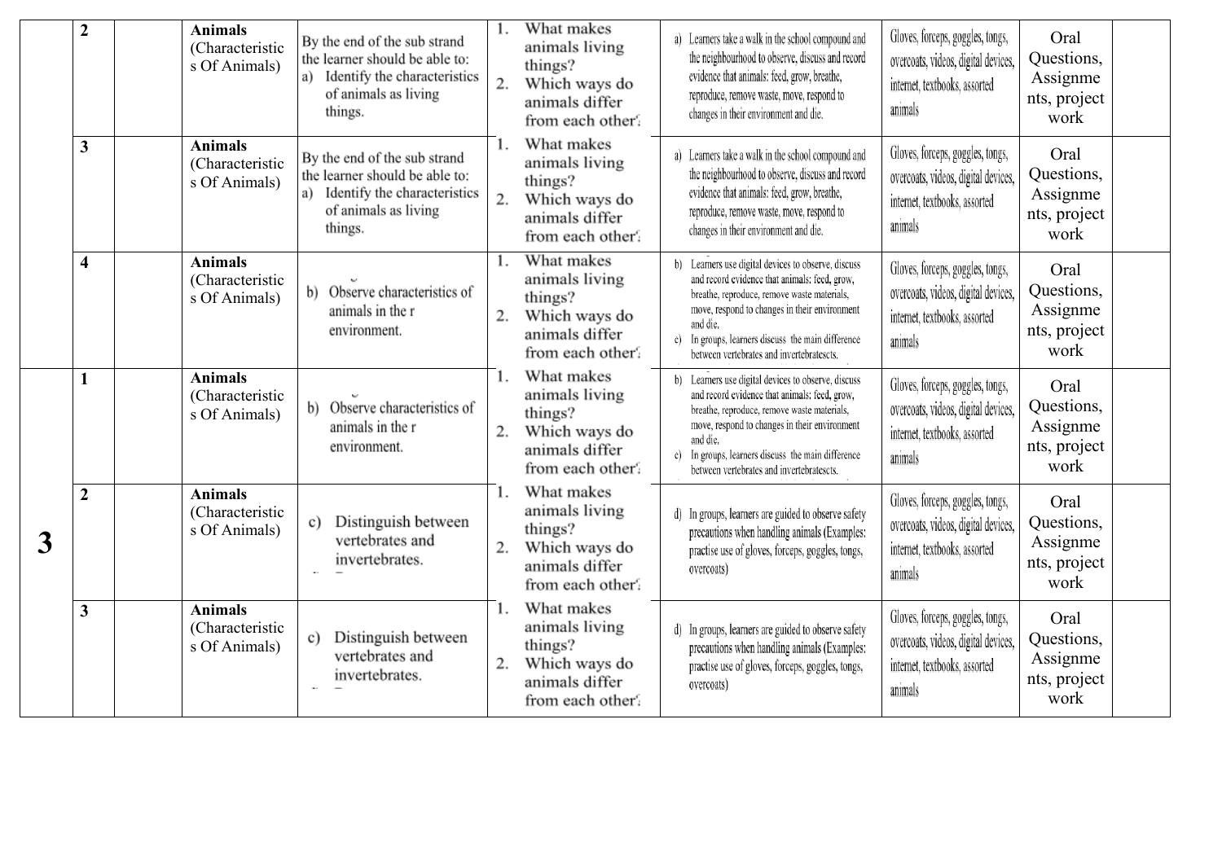| | 2 | | Animals (Characteristics Of Animals) | By the end of the sub strand the learner should be able to: a) Identify the characteristics of animals as living things. | 1. What makes animals living things? 2. Which ways do animals differ from each other? | a) Learners take a walk in the school compound and the neighbourhood to observe, discuss and record evidence that animals: feed, grow, breathe, reproduce, remove waste, move, respond to changes in their environment and die. | Gloves, forceps, goggles, tongs, overcoats, videos, digital devices, internet, textbooks, assorted animals | Oral Questions, Assignments, project work | |
|---|---|---|---|---|---|---|---|---|---|
| | 3 | | Animals (Characteristics Of Animals) | By the end of the sub strand the learner should be able to: a) Identify the characteristics of animals as living things. | 1. What makes animals living things? 2. Which ways do animals differ from each other? | a) Learners take a walk in the school compound and the neighbourhood to observe, discuss and record evidence that animals: feed, grow, breathe, reproduce, remove waste, move, respond to changes in their environment and die. | Gloves, forceps, goggles, tongs, overcoats, videos, digital devices, internet, textbooks, assorted animals | Oral Questions, Assignments, project work | |
| | 4 | | Animals (Characteristics Of Animals) | b) Observe characteristics of animals in the r environment. | 1. What makes animals living things? 2. Which ways do animals differ from each other? | b) Learners use digital devices to observe, discuss and record evidence that animals: feed, grow, breathe, reproduce, remove waste materials, move, respond to changes in their environment and die. c) In groups, learners discuss the main difference between vertebrates and invertebratescts. | Gloves, forceps, goggles, tongs, overcoats, videos, digital devices, internet, textbooks, assorted animals | Oral Questions, Assignments, project work | |
| 3 | 1 | | Animals (Characteristics Of Animals) | b) Observe characteristics of animals in the r environment. | 1. What makes animals living things? 2. Which ways do animals differ from each other? | b) Learners use digital devices to observe, discuss and record evidence that animals: feed, grow, breathe, reproduce, remove waste materials, move, respond to changes in their environment and die. c) In groups, learners discuss the main difference between vertebrates and invertebratescts. | Gloves, forceps, goggles, tongs, overcoats, videos, digital devices, internet, textbooks, assorted animals | Oral Questions, Assignments, project work | |
| | 2 | | Animals (Characteristics Of Animals) | c) Distinguish between vertebrates and invertebrates. | 1. What makes animals living things? 2. Which ways do animals differ from each other? | d) In groups, learners are guided to observe safety precautions when handling animals (Examples: practise use of gloves, forceps, goggles, tongs, overcoats) | Gloves, forceps, goggles, tongs, overcoats, videos, digital devices, internet, textbooks, assorted animals | Oral Questions, Assignments, project work | |
| | 3 | | Animals (Characteristics Of Animals) | c) Distinguish between vertebrates and invertebrates. | 1. What makes animals living things? 2. Which ways do animals differ from each other? | d) In groups, learners are guided to observe safety precautions when handling animals (Examples: practise use of gloves, forceps, goggles, tongs, overcoats) | Gloves, forceps, goggles, tongs, overcoats, videos, digital devices, internet, textbooks, assorted animals | Oral Questions, Assignments, project work | |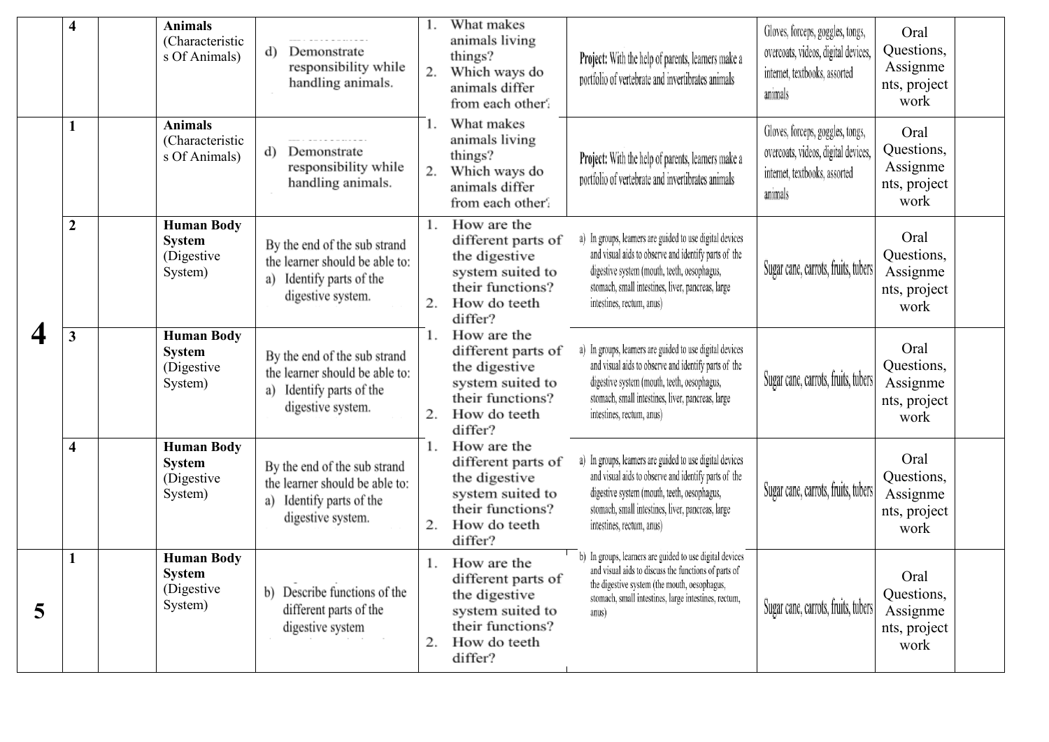|  |  |  |  |  |  |  |  |  |  |
|---|---|---|---|---|---|---|---|---|---|
|  | **4** |  | **Animals** (Characteristics Of Animals) | d) Demonstrate responsibility while handling animals. | 1. What makes animals living things? 2. Which ways do animals differ from each other? | **Project:** With the help of parents, learners make a portfolio of vertebrate and invertibrates animals | Gloves, forceps, goggles, tongs, overcoats, videos, digital devices, internet, textbooks, assorted animals | Oral Questions, Assignments, project work |  |
| **4** | **1** |  | **Animals** (Characteristics Of Animals) | d) Demonstrate responsibility while handling animals. | 1. What makes animals living things? 2. Which ways do animals differ from each other? | **Project:** With the help of parents, learners make a portfolio of vertebrate and invertibrates animals | Gloves, forceps, goggles, tongs, overcoats, videos, digital devices, internet, textbooks, assorted animals | Oral Questions, Assignments, project work |  |
|  | **2** |  | **Human Body System** (Digestive System) | By the end of the sub strand the learner should be able to: a) Identify parts of the digestive system. | 1. How are the different parts of the digestive system suited to their functions? 2. How do teeth differ? | a) In groups, learners are guided to use digital devices and visual aids to observe and identify parts of the digestive system (mouth, teeth, oesophagus, stomach, small intestines, liver, pancreas, large intestines, rectum, anus) | Sugar cane, carrots, fruits, tubers | Oral Questions, Assignments, project work |  |
|  | **3** |  | **Human Body System** (Digestive System) | By the end of the sub strand the learner should be able to: a) Identify parts of the digestive system. | 1. How are the different parts of the digestive system suited to their functions? 2. How do teeth differ? | a) In groups, learners are guided to use digital devices and visual aids to observe and identify parts of the digestive system (mouth, teeth, oesophagus, stomach, small intestines, liver, pancreas, large intestines, rectum, anus) | Sugar cane, carrots, fruits, tubers | Oral Questions, Assignments, project work |  |
|  | **4** |  | **Human Body System** (Digestive System) | By the end of the sub strand the learner should be able to: a) Identify parts of the digestive system. | 1. How are the different parts of the digestive system suited to their functions? 2. How do teeth differ? | a) In groups, learners are guided to use digital devices and visual aids to observe and identify parts of the digestive system (mouth, teeth, oesophagus, stomach, small intestines, liver, pancreas, large intestines, rectum, anus) | Sugar cane, carrots, fruits, tubers | Oral Questions, Assignments, project work |  |
| **5** | **1** |  | **Human Body System** (Digestive System) | b) Describe functions of the different parts of the digestive system | 1. How are the different parts of the digestive system suited to their functions? 2. How do teeth differ? | b) In groups, learners are guided to use digital devices and visual aids to discuss the functions of parts of the digestive system (the mouth, oesophagus, stomach, small intestines, large intestines, rectum, anus) | Sugar cane, carrots, fruits, tubers | Oral Questions, Assignments, project work |  |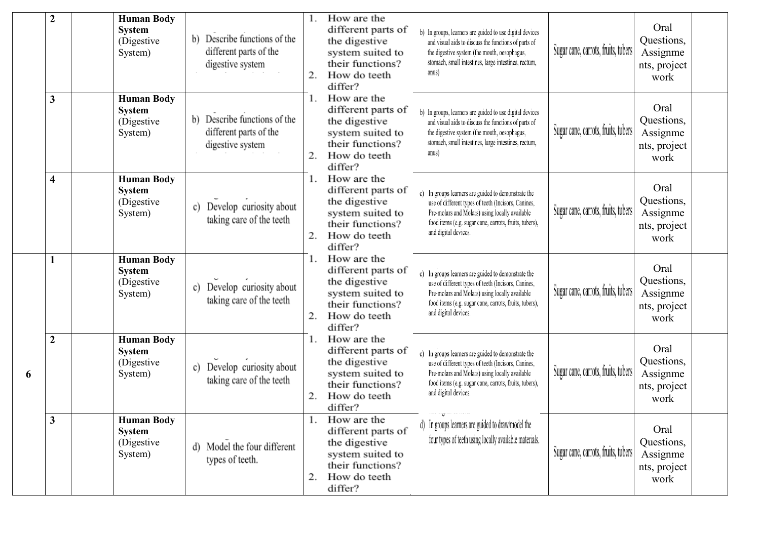| | 2 | | **Human Body System** (Digestive System) | b) Describe functions of the different parts of the digestive system | 1. How are the different parts of the digestive system suited to their functions? 2. How do teeth differ? | b) In groups, learners are guided to use digital devices and visual aids to discuss the functions of parts of the digestive system (the mouth, oesophagus, stomach, small intestines, large intestines, rectum, anus) | Sugar cane, carrots, fruits, tubers | Oral Questions, Assignments, project work | |
|---|---|---|---|---|---|---|---|---|---|
| | 3 | | **Human Body System** (Digestive System) | b) Describe functions of the different parts of the digestive system | 1. How are the different parts of the digestive system suited to their functions? 2. How do teeth differ? | b) In groups, learners are guided to use digital devices and visual aids to discuss the functions of parts of the digestive system (the mouth, oesophagus, stomach, small intestines, large intestines, rectum, anus) | Sugar cane, carrots, fruits, tubers | Oral Questions, Assignments, project work | |
| | 4 | | **Human Body System** (Digestive System) | c) Develop curiosity about taking care of the teeth | 1. How are the different parts of the digestive system suited to their functions? 2. How do teeth differ? | c) In groups learners are guided to demonstrate the use of different types of teeth (Incisors, Canines, Pre-molars and Molars) using locally available food items (e.g. sugar cane, carrots, fruits, tubers), and digital devices. | Sugar cane, carrots, fruits, tubers | Oral Questions, Assignments, project work | |
| 6 | 1 | | **Human Body System** (Digestive System) | c) Develop curiosity about taking care of the teeth | 1. How are the different parts of the digestive system suited to their functions? 2. How do teeth differ? | c) In groups learners are guided to demonstrate the use of different types of teeth (Incisors, Canines, Pre-molars and Molars) using locally available food items (e.g. sugar cane, carrots, fruits, tubers), and digital devices. | Sugar cane, carrots, fruits, tubers | Oral Questions, Assignments, project work | |
| | 2 | | **Human Body System** (Digestive System) | c) Develop curiosity about taking care of the teeth | 1. How are the different parts of the digestive system suited to their functions? 2. How do teeth differ? | c) In groups learners are guided to demonstrate the use of different types of teeth (Incisors, Canines, Pre-molars and Molars) using locally available food items (e.g. sugar cane, carrots, fruits, tubers), and digital devices. | Sugar cane, carrots, fruits, tubers | Oral Questions, Assignments, project work | |
| | 3 | | **Human Body System** (Digestive System) | d) Model the four different types of teeth. | 1. How are the different parts of the digestive system suited to their functions? 2. How do teeth differ? | d) In groups learners are guided to draw/model the four types of teeth using locally available materials. | Sugar cane, carrots, fruits, tubers | Oral Questions, Assignments, project work | |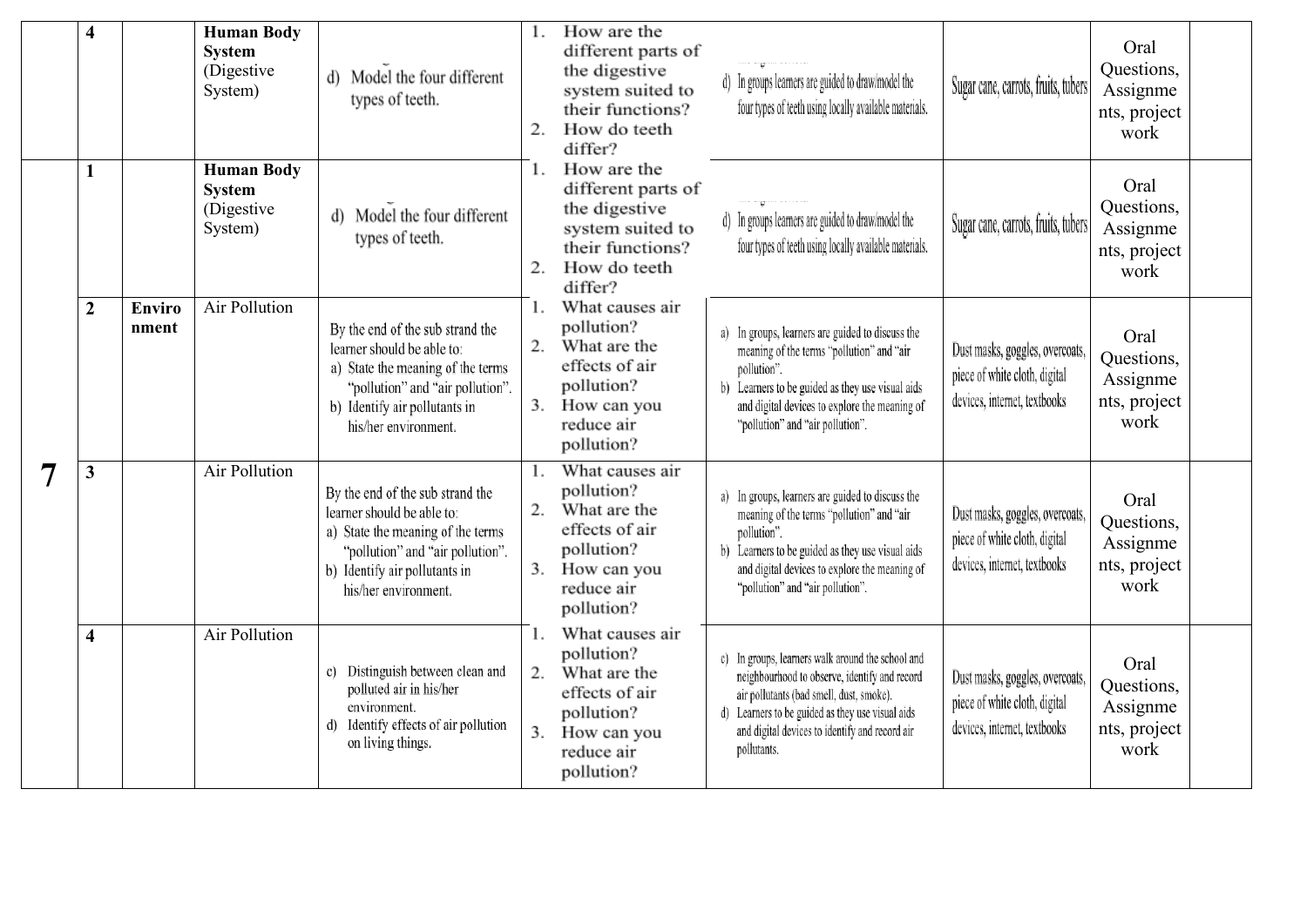| | 4 | | **Human Body System** (Digestive System) | d) Model the four different types of teeth. | 1. How are the different parts of the digestive system suited to their functions? 2. How do teeth differ? | d) In groups learners are guided to draw/model the four types of teeth using locally available materials. | Sugar cane, carrots, fruits, tubers | Oral Questions, Assignments, project work | |
|---|---|---|---|---|---|---|---|---|---|
| **7** | 1 | | **Human Body System** (Digestive System) | d) Model the four different types of teeth. | 1. How are the different parts of the digestive system suited to their functions? 2. How do teeth differ? | d) In groups learners are guided to draw/model the four types of teeth using locally available materials. | Sugar cane, carrots, fruits, tubers | Oral Questions, Assignments, project work | |
| | 2 | **Environment** | Air Pollution | By the end of the sub strand the learner should be able to: a) State the meaning of the terms "pollution" and "air pollution". b) Identify air pollutants in his/her environment. | 1. What causes air pollution? 2. What are the effects of air pollution? 3. How can you reduce air pollution? | a) In groups, learners are guided to discuss the meaning of the terms "pollution" and "air pollution". b) Learners to be guided as they use visual aids and digital devices to explore the meaning of "pollution" and "air pollution". | Dust masks, goggles, overcoats, piece of white cloth, digital devices, internet, textbooks | Oral Questions, Assignments, project work | |
| | 3 | | Air Pollution | By the end of the sub strand the learner should be able to: a) State the meaning of the terms "pollution" and "air pollution". b) Identify air pollutants in his/her environment. | 1. What causes air pollution? 2. What are the effects of air pollution? 3. How can you reduce air pollution? | a) In groups, learners are guided to discuss the meaning of the terms "pollution" and "air pollution". b) Learners to be guided as they use visual aids and digital devices to explore the meaning of "pollution" and "air pollution". | Dust masks, goggles, overcoats, piece of white cloth, digital devices, internet, textbooks | Oral Questions, Assignments, project work | |
| | 4 | | Air Pollution | c) Distinguish between clean and polluted air in his/her environment. d) Identify effects of air pollution on living things. | 1. What causes air pollution? 2. What are the effects of air pollution? 3. How can you reduce air pollution? | c) In groups, learners walk around the school and neighbourhood to observe, identify and record air pollutants (bad smell, dust, smoke). d) Learners to be guided as they use visual aids and digital devices to identify and record air pollutants. | Dust masks, goggles, overcoats, piece of white cloth, digital devices, internet, textbooks | Oral Questions, Assignments, project work | |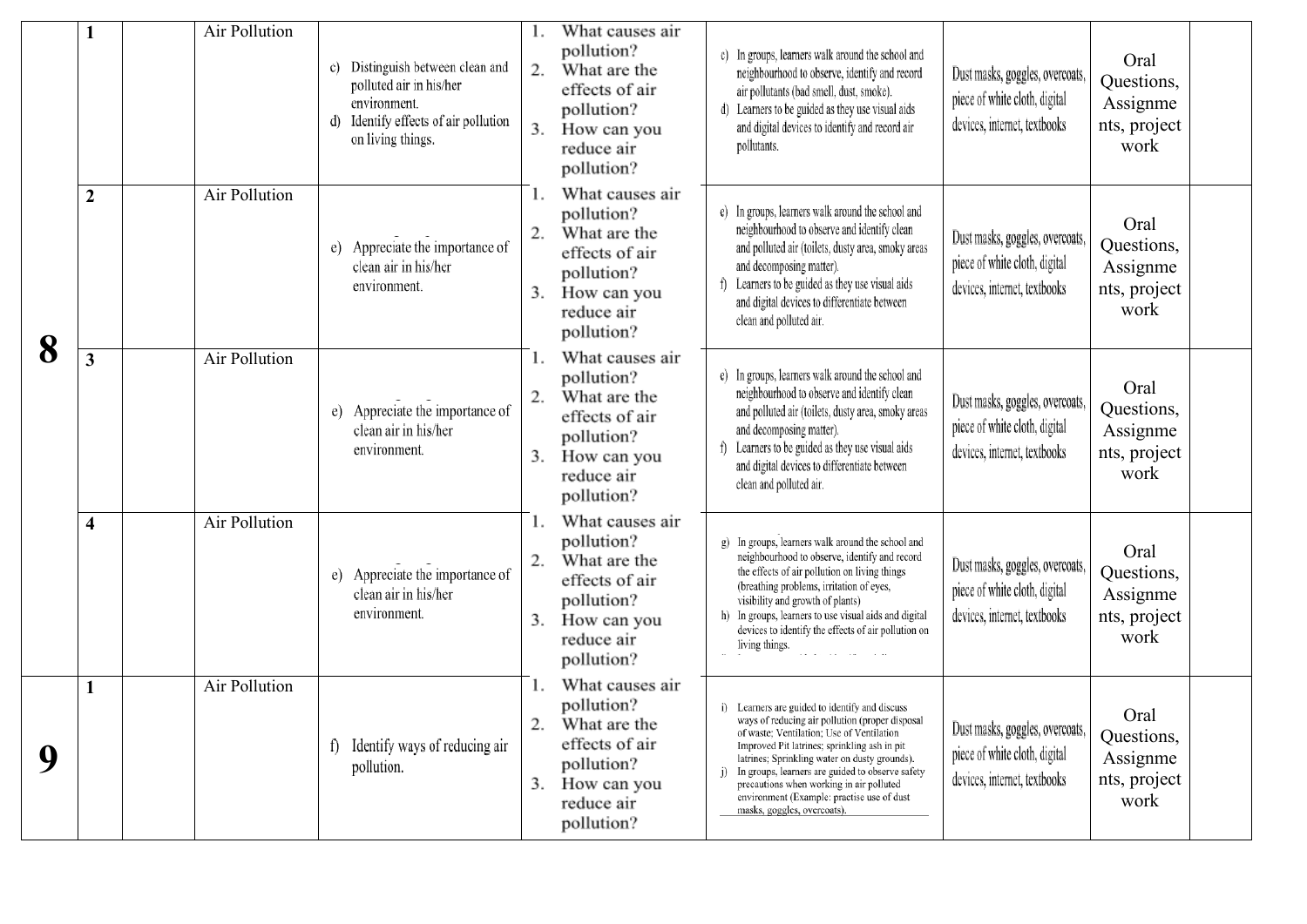| | | | | | | | | | |
|---|---|---|---|---|---|---|---|---|---|
| 8 | 1 | | Air Pollution | c) Distinguish between clean and polluted air in his/her environment.<br>d) Identify effects of air pollution on living things. | 1. What causes air pollution?<br>2. What are the effects of air pollution?<br>3. How can you reduce air pollution? | c) In groups, learners walk around the school and neighbourhood to observe, identify and record air pollutants (bad smell, dust, smoke).<br>d) Learners to be guided as they use visual aids and digital devices to identify and record air pollutants. | Dust masks, goggles, overcoats, piece of white cloth, digital devices, internet, textbooks | Oral Questions, Assignments, project work | |
| | 2 | | Air Pollution | e) Appreciate the importance of clean air in his/her environment. | 1. What causes air pollution?<br>2. What are the effects of air pollution?<br>3. How can you reduce air pollution? | e) In groups, learners walk around the school and neighbourhood to observe and identify clean and polluted air (toilets, dusty area, smoky areas and decomposing matter).<br>f) Learners to be guided as they use visual aids and digital devices to differentiate between clean and polluted air. | Dust masks, goggles, overcoats, piece of white cloth, digital devices, internet, textbooks | Oral Questions, Assignments, project work | |
| | 3 | | Air Pollution | e) Appreciate the importance of clean air in his/her environment. | 1. What causes air pollution?<br>2. What are the effects of air pollution?<br>3. How can you reduce air pollution? | e) In groups, learners walk around the school and neighbourhood to observe and identify clean and polluted air (toilets, dusty area, smoky areas and decomposing matter).<br>f) Learners to be guided as they use visual aids and digital devices to differentiate between clean and polluted air. | Dust masks, goggles, overcoats, piece of white cloth, digital devices, internet, textbooks | Oral Questions, Assignments, project work | |
| | 4 | | Air Pollution | e) Appreciate the importance of clean air in his/her environment. | 1. What causes air pollution?<br>2. What are the effects of air pollution?<br>3. How can you reduce air pollution? | g) In groups, learners walk around the school and neighbourhood to observe, identify and record the effects of air pollution on living things (breathing problems, irritation of eyes, visibility and growth of plants)<br>h) In groups, learners to use visual aids and digital devices to identify the effects of air pollution on living things. | Dust masks, goggles, overcoats, piece of white cloth, digital devices, internet, textbooks | Oral Questions, Assignments, project work | |
| 9 | 1 | | Air Pollution | f) Identify ways of reducing air pollution. | 1. What causes air pollution?<br>2. What are the effects of air pollution?<br>3. How can you reduce air pollution? | i) Learners are guided to identify and discuss ways of reducing air pollution (proper disposal of waste; Ventilation; Use of Ventilation Improved Pit latrines; sprinkling ash in pit latrines; Sprinkling water on dusty grounds).<br>j) In groups, learners are guided to observe safety precautions when working in air polluted environment (Example: practise use of dust masks, goggles, overcoats). | Dust masks, goggles, overcoats, piece of white cloth, digital devices, internet, textbooks | Oral Questions, Assignments, project work | |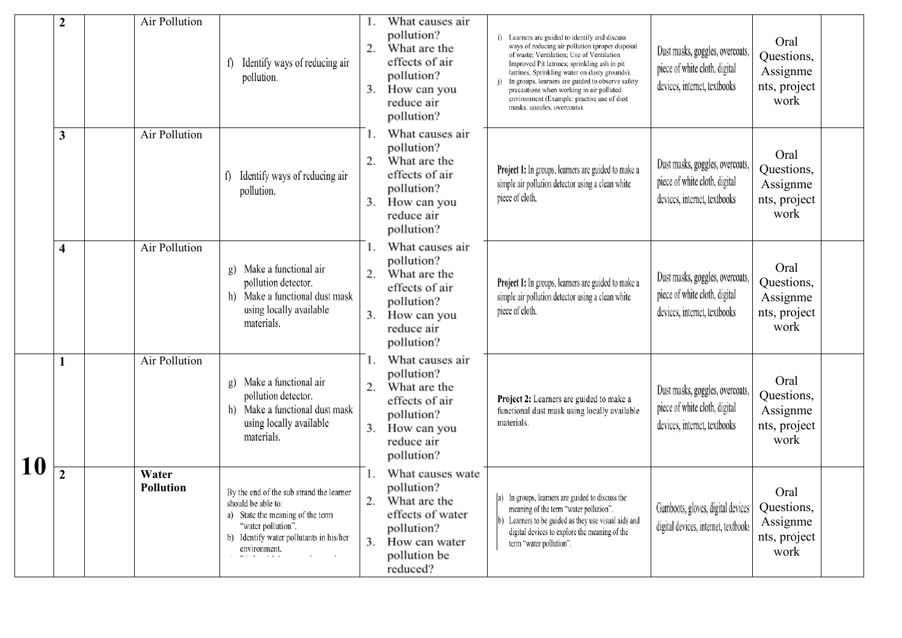| | 2 | | Air Pollution | f) Identify ways of reducing air pollution. | 1. What causes air pollution?<br>2. What are the effects of air pollution?<br>3. How can you reduce air pollution? | i) Learners are guided to identify and discuss ways of reducing air pollution (proper disposal of waste; Ventilation; Use of Ventilation Improved Pit latrines; sprinkling ash in pit latrines; Sprinkling water on dusty grounds).<br>j) In groups, learners are guided to observe safety precautions when working in air polluted environment (Example: practise use of dust masks, goggles, overcoats). | Dust masks, goggles, overcoats, piece of white cloth, digital devices, internet, textbooks | Oral Questions, Assignments, project work | |
|---|---|---|---|---|---|---|---|---|---|
| | 3 | | Air Pollution | f) Identify ways of reducing air pollution. | 1. What causes air pollution?<br>2. What are the effects of air pollution?<br>3. How can you reduce air pollution? | **Project 1:** In groups, learners are guided to make a simple air pollution detector using a clean white piece of cloth. | Dust masks, goggles, overcoats, piece of white cloth, digital devices, internet, textbooks | Oral Questions, Assignments, project work | |
| | 4 | | Air Pollution | g) Make a functional air pollution detector.<br>h) Make a functional dust mask using locally available materials. | 1. What causes air pollution?<br>2. What are the effects of air pollution?<br>3. How can you reduce air pollution? | **Project 1:** In groups, learners are guided to make a simple air pollution detector using a clean white piece of cloth. | Dust masks, goggles, overcoats, piece of white cloth, digital devices, internet, textbooks | Oral Questions, Assignments, project work | |
| **10** | 1 | | Air Pollution | g) Make a functional air pollution detector.<br>h) Make a functional dust mask using locally available materials. | 1. What causes air pollution?<br>2. What are the effects of air pollution?<br>3. How can you reduce air pollution? | **Project 2:** Learners are guided to make a functional dust mask using locally available materials. | Dust masks, goggles, overcoats, piece of white cloth, digital devices, internet, textbooks | Oral Questions, Assignments, project work | |
| | 2 | | **Water Pollution** | By the end of the sub strand the learner should be able to:<br>a) State the meaning of the term "water pollution".<br>b) Identify water pollutants in his/her environment. | 1. What causes wate pollution?<br>2. What are the effects of water pollution?<br>3. How can water pollution be reduced? | a) In groups, learners are guided to discuss the meaning of the term "water pollution".<br>b) Learners to be guided as they use visual aids and digital devices to explore the meaning of the term "water pollution". | Gumboots, gloves, digital devices digital devices, internet, textbooks | Oral Questions, Assignments, project work | |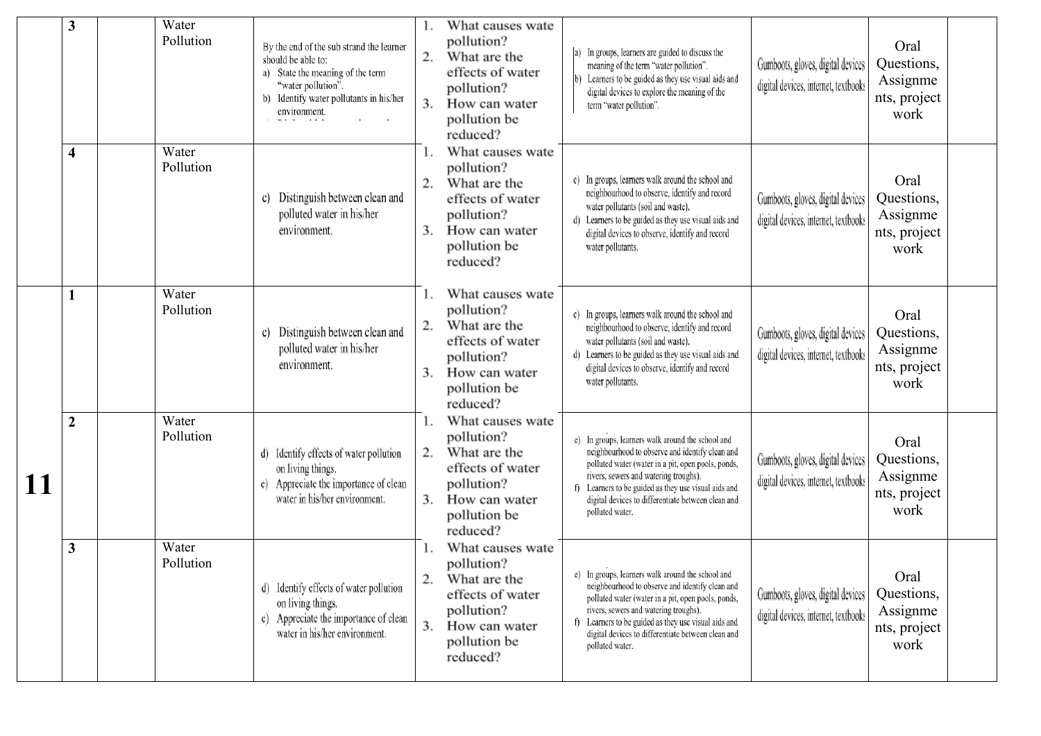| | 3 | | Water Pollution | By the end of the sub strand the learner should be able to: a) State the meaning of the term "water pollution". b) Identify water pollutants in his/her environment. | 1. What causes wate pollution? 2. What are the effects of water pollution? 3. How can water pollution be reduced? | a) In groups, learners are guided to discuss the meaning of the term "water pollution". b) Learners to be guided as they use visual aids and digital devices to explore the meaning of the term "water pollution". | Gumboots, gloves, digital devices digital devices, internet, textbooks | Oral Questions, Assignments, project work | |
|---|---|---|---|---|---|---|---|---|---|
| | 4 | | Water Pollution | c) Distinguish between clean and polluted water in his/her environment. | 1. What causes wate pollution? 2. What are the effects of water pollution? 3. How can water pollution be reduced? | c) In groups, learners walk around the school and neighbourhood to observe, identify and record water pollutants (soil and waste). d) Learners to be guided as they use visual aids and digital devices to observe, identify and record water pollutants. | Gumboots, gloves, digital devices digital devices, internet, textbooks | Oral Questions, Assignments, project work | |
| **11** | 1 | | Water Pollution | c) Distinguish between clean and polluted water in his/her environment. | 1. What causes wate pollution? 2. What are the effects of water pollution? 3. How can water pollution be reduced? | c) In groups, learners walk around the school and neighbourhood to observe, identify and record water pollutants (soil and waste). d) Learners to be guided as they use visual aids and digital devices to observe, identify and record water pollutants. | Gumboots, gloves, digital devices digital devices, internet, textbooks | Oral Questions, Assignments, project work | |
| | 2 | | Water Pollution | d) Identify effects of water pollution on living things. e) Appreciate the importance of clean water in his/her environment. | 1. What causes wate pollution? 2. What are the effects of water pollution? 3. How can water pollution be reduced? | e) In groups, learners walk around the school and neighbourhood to observe and identify clean and polluted water (water in a pit, open pools, ponds, rivers, sewers and watering troughs). f) Learners to be guided as they use visual aids and digital devices to differentiate between clean and polluted water. | Gumboots, gloves, digital devices digital devices, internet, textbooks | Oral Questions, Assignments, project work | |
| | 3 | | Water Pollution | d) Identify effects of water pollution on living things. e) Appreciate the importance of clean water in his/her environment. | 1. What causes wate pollution? 2. What are the effects of water pollution? 3. How can water pollution be reduced? | e) In groups, learners walk around the school and neighbourhood to observe and identify clean and polluted water (water in a pit, open pools, ponds, rivers, sewers and watering troughs). f) Learners to be guided as they use visual aids and digital devices to differentiate between clean and polluted water. | Gumboots, gloves, digital devices digital devices, internet, textbooks | Oral Questions, Assignments, project work | |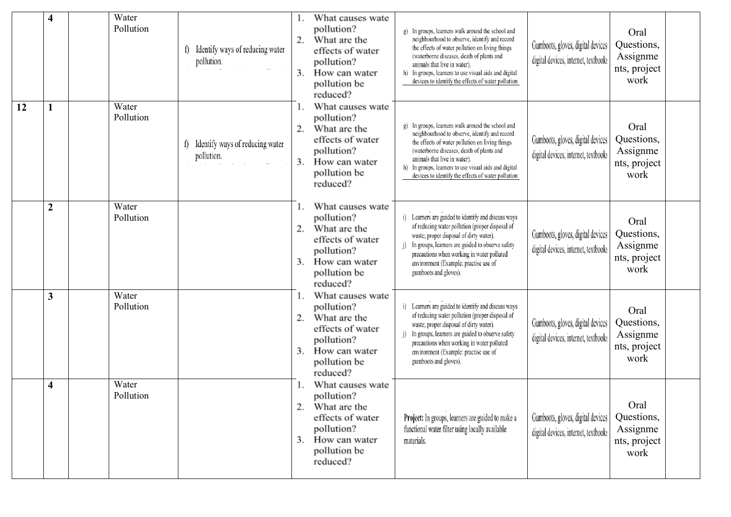| | | | | | | | | | |
|---|---|---|---|---|---|---|---|---|---|
| | **4** | | Water Pollution | f) Identify ways of reducing water pollution. | 1. What causes wate pollution? 2. What are the effects of water pollution? 3. How can water pollution be reduced? | g) In groups, learners walk around the school and neighbourhood to observe, identify and record the effects of water pollution on living things (waterborne diseases, death of plants and animals that live in water). h) In groups, learners to use visual aids and digital devices to identify the effects of water pollution | Gumboots, gloves, digital devices digital devices, internet, textbooks | Oral Questions, Assignments, project work | |
| **12** | **1** | | Water Pollution | f) Identify ways of reducing water pollution. | 1. What causes wate pollution? 2. What are the effects of water pollution? 3. How can water pollution be reduced? | g) In groups, learners walk around the school and neighbourhood to observe, identify and record the effects of water pollution on living things (waterborne diseases, death of plants and animals that live in water). h) In groups, learners to use visual aids and digital devices to identify the effects of water pollution | Gumboots, gloves, digital devices digital devices, internet, textbooks | Oral Questions, Assignments, project work | |
| | **2** | | Water Pollution | | 1. What causes wate pollution? 2. What are the effects of water pollution? 3. How can water pollution be reduced? | i) Learners are guided to identify and discuss ways of reducing water pollution (proper disposal of waste; proper disposal of dirty water). j) In groups, learners are guided to observe safety precautions when working in water polluted environment (Example: practise use of gumboots and gloves). | Gumboots, gloves, digital devices digital devices, internet, textbooks | Oral Questions, Assignments, project work | |
| | **3** | | Water Pollution | | 1. What causes wate pollution? 2. What are the effects of water pollution? 3. How can water pollution be reduced? | i) Learners are guided to identify and discuss ways of reducing water pollution (proper disposal of waste; proper disposal of dirty water). j) In groups, learners are guided to observe safety precautions when working in water polluted environment (Example: practise use of gumboots and gloves). | Gumboots, gloves, digital devices digital devices, internet, textbooks | Oral Questions, Assignments, project work | |
| | **4** | | Water Pollution | | 1. What causes wate pollution? 2. What are the effects of water pollution? 3. How can water pollution be reduced? | **Project:** In groups, learners are guided to make a functional water filter using locally available materials. | Gumboots, gloves, digital devices digital devices, internet, textbooks | Oral Questions, Assignments, project work | |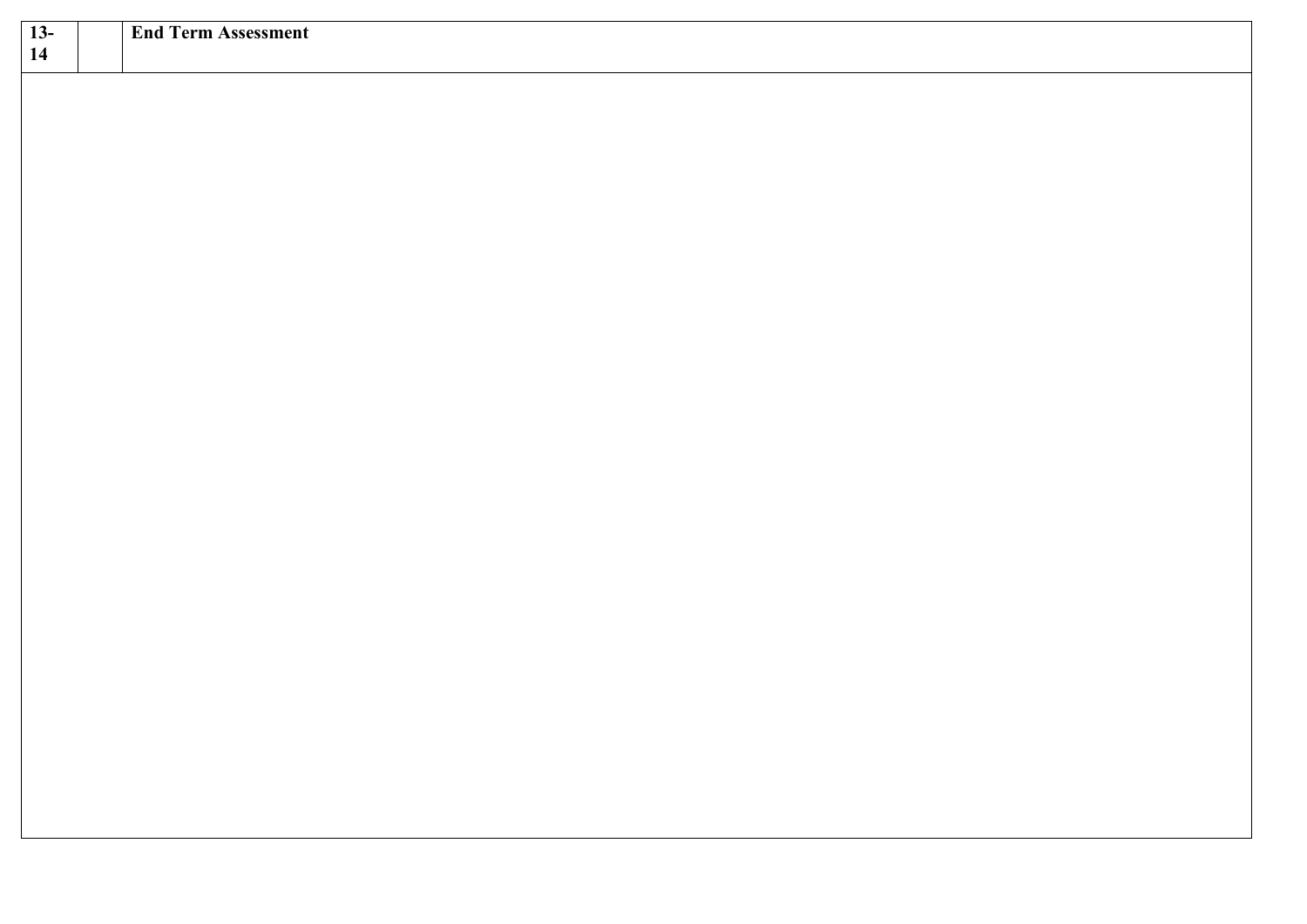| | | |
|---|---|---|
| **13-14** | | **End Term Assessment** |